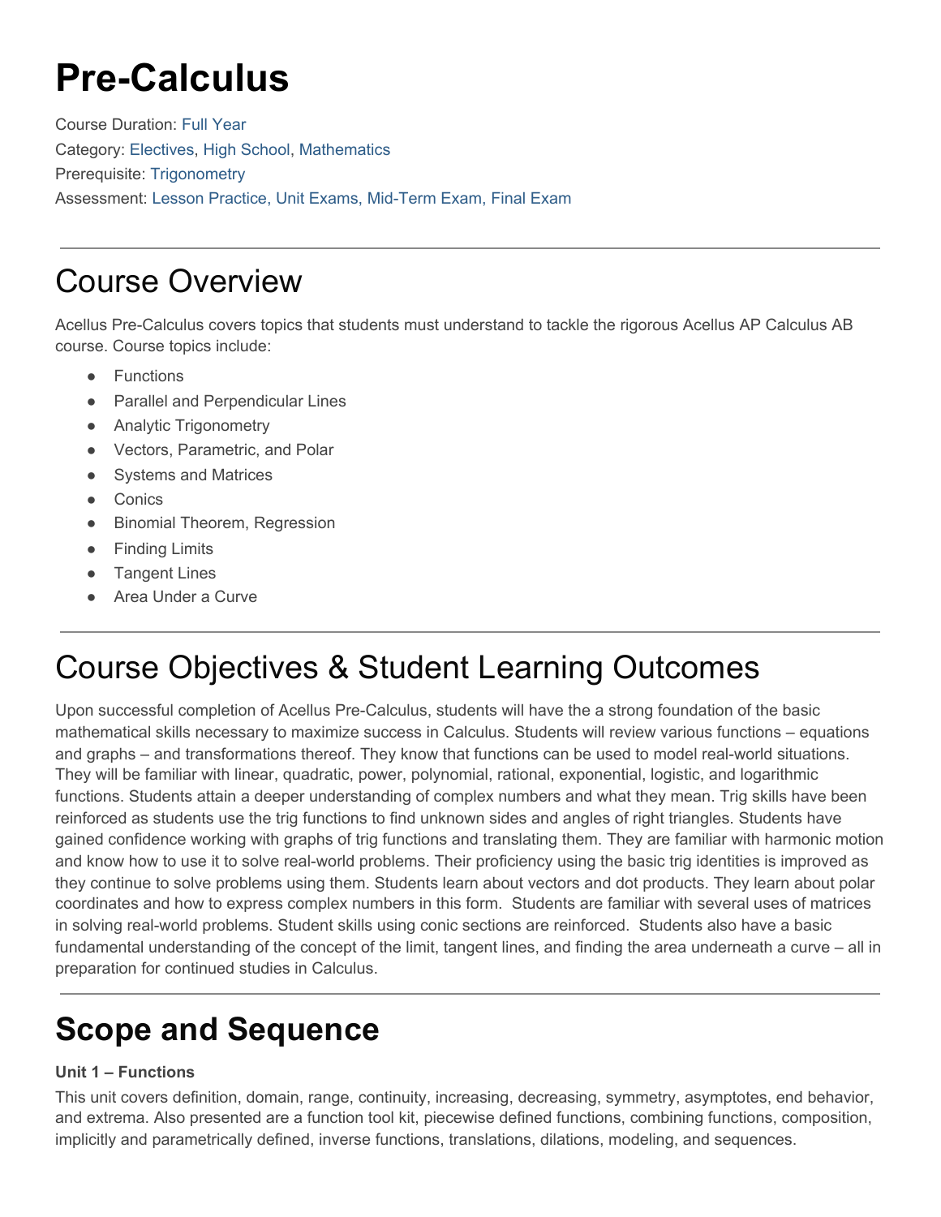# Pre-Calculus

Course Duration: Full Year
Category: Electives, High School, Mathematics
Prerequisite: Trigonometry
Assessment: Lesson Practice, Unit Exams, Mid-Term Exam, Final Exam

---

## Course Overview

Acellus Pre-Calculus covers topics that students must understand to tackle the rigorous Acellus AP Calculus AB course. Course topics include:

- Functions
- Parallel and Perpendicular Lines
- Analytic Trigonometry
- Vectors, Parametric, and Polar
- Systems and Matrices
- Conics
- Binomial Theorem, Regression
- Finding Limits
- Tangent Lines
- Area Under a Curve

---

## Course Objectives & Student Learning Outcomes

Upon successful completion of Acellus Pre-Calculus, students will have the a strong foundation of the basic mathematical skills necessary to maximize success in Calculus. Students will review various functions – equations and graphs – and transformations thereof. They know that functions can be used to model real-world situations. They will be familiar with linear, quadratic, power, polynomial, rational, exponential, logistic, and logarithmic functions. Students attain a deeper understanding of complex numbers and what they mean. Trig skills have been reinforced as students use the trig functions to find unknown sides and angles of right triangles. Students have gained confidence working with graphs of trig functions and translating them. They are familiar with harmonic motion and know how to use it to solve real-world problems. Their proficiency using the basic trig identities is improved as they continue to solve problems using them. Students learn about vectors and dot products. They learn about polar coordinates and how to express complex numbers in this form. Students are familiar with several uses of matrices in solving real-world problems. Student skills using conic sections are reinforced. Students also have a basic fundamental understanding of the concept of the limit, tangent lines, and finding the area underneath a curve – all in preparation for continued studies in Calculus.

---

# Scope and Sequence

**Unit 1 – Functions**

This unit covers definition, domain, range, continuity, increasing, decreasing, symmetry, asymptotes, end behavior, and extrema. Also presented are a function tool kit, piecewise defined functions, combining functions, composition, implicitly and parametrically defined, inverse functions, translations, dilations, modeling, and sequences.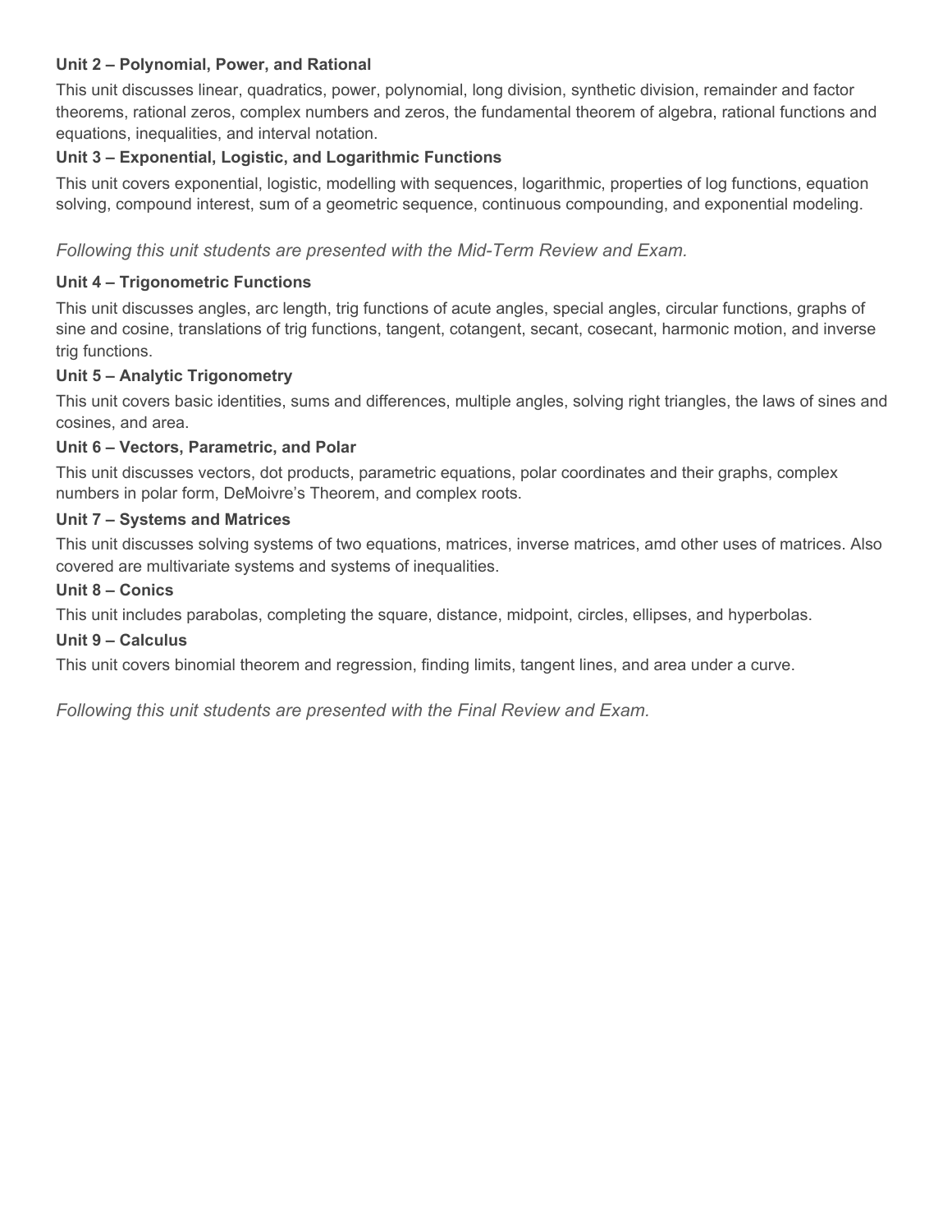**Unit 2 – Polynomial, Power, and Rational**

This unit discusses linear, quadratics, power, polynomial, long division, synthetic division, remainder and factor theorems, rational zeros, complex numbers and zeros, the fundamental theorem of algebra, rational functions and equations, inequalities, and interval notation.

**Unit 3 – Exponential, Logistic, and Logarithmic Functions**

This unit covers exponential, logistic, modelling with sequences, logarithmic, properties of log functions, equation solving, compound interest, sum of a geometric sequence, continuous compounding, and exponential modeling.

*Following this unit students are presented with the Mid-Term Review and Exam.*

**Unit 4 – Trigonometric Functions**

This unit discusses angles, arc length, trig functions of acute angles, special angles, circular functions, graphs of sine and cosine, translations of trig functions, tangent, cotangent, secant, cosecant, harmonic motion, and inverse trig functions.

**Unit 5 – Analytic Trigonometry**

This unit covers basic identities, sums and differences, multiple angles, solving right triangles, the laws of sines and cosines, and area.

**Unit 6 – Vectors, Parametric, and Polar**

This unit discusses vectors, dot products, parametric equations, polar coordinates and their graphs, complex numbers in polar form, DeMoivre's Theorem, and complex roots.

**Unit 7 – Systems and Matrices**

This unit discusses solving systems of two equations, matrices, inverse matrices, amd other uses of matrices. Also covered are multivariate systems and systems of inequalities.

**Unit 8 – Conics**

This unit includes parabolas, completing the square, distance, midpoint, circles, ellipses, and hyperbolas.

**Unit 9 – Calculus**

This unit covers binomial theorem and regression, finding limits, tangent lines, and area under a curve.

*Following this unit students are presented with the Final Review and Exam.*